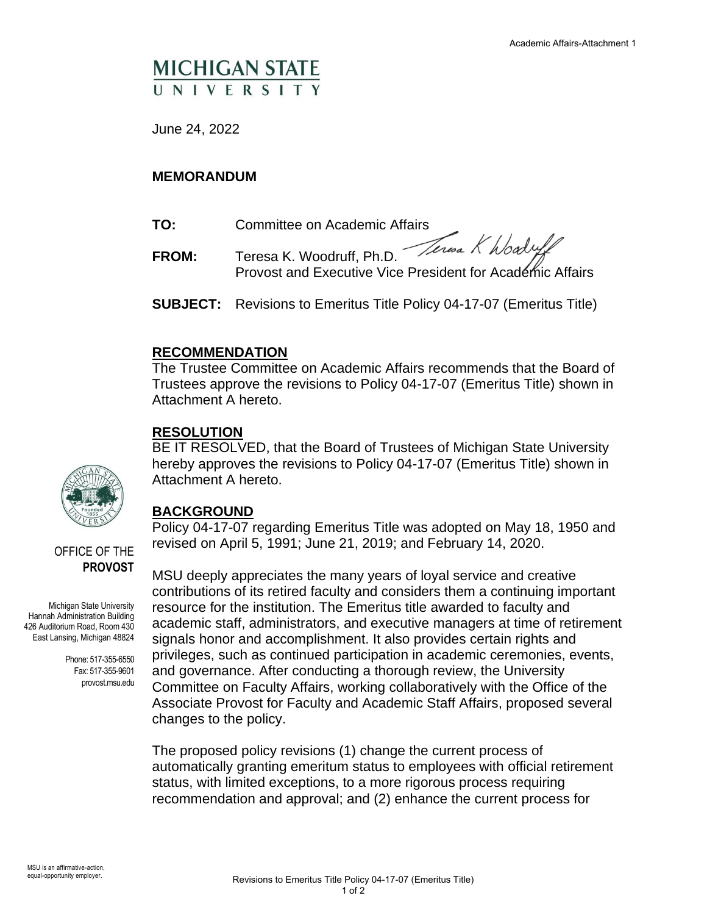Academic Affairs-Attachment 1

MICHIGAN STATE UNIVERSITY

June 24, 2022

**MEMORANDUM**

**TO:** Committee on Academic Affairs

**FROM:** Teresa K. Woodruff, Ph.D.
Provost and Executive Vice President for Academic Affairs

**SUBJECT:** Revisions to Emeritus Title Policy 04-17-07 (Emeritus Title)

## RECOMMENDATION

The Trustee Committee on Academic Affairs recommends that the Board of Trustees approve the revisions to Policy 04-17-07 (Emeritus Title) shown in Attachment A hereto.

## RESOLUTION

BE IT RESOLVED, that the Board of Trustees of Michigan State University hereby approves the revisions to Policy 04-17-07 (Emeritus Title) shown in Attachment A hereto.

## BACKGROUND

Policy 04-17-07 regarding Emeritus Title was adopted on May 18, 1950 and revised on April 5, 1991; June 21, 2019; and February 14, 2020.

MSU deeply appreciates the many years of loyal service and creative contributions of its retired faculty and considers them a continuing important resource for the institution. The Emeritus title awarded to faculty and academic staff, administrators, and executive managers at time of retirement signals honor and accomplishment. It also provides certain rights and privileges, such as continued participation in academic ceremonies, events, and governance. After conducting a thorough review, the University Committee on Faculty Affairs, working collaboratively with the Office of the Associate Provost for Faculty and Academic Staff Affairs, proposed several changes to the policy.

The proposed policy revisions (1) change the current process of automatically granting emeritum status to employees with official retirement status, with limited exceptions, to a more rigorous process requiring recommendation and approval; and (2) enhance the current process for

OFFICE OF THE **PROVOST**

Michigan State University
Hannah Administration Building
426 Auditorium Road, Room 430
East Lansing, Michigan 48824

Phone: 517-355-6550
Fax: 517-355-9601
provost.msu.edu

MSU is an affirmative-action, equal-opportunity employer.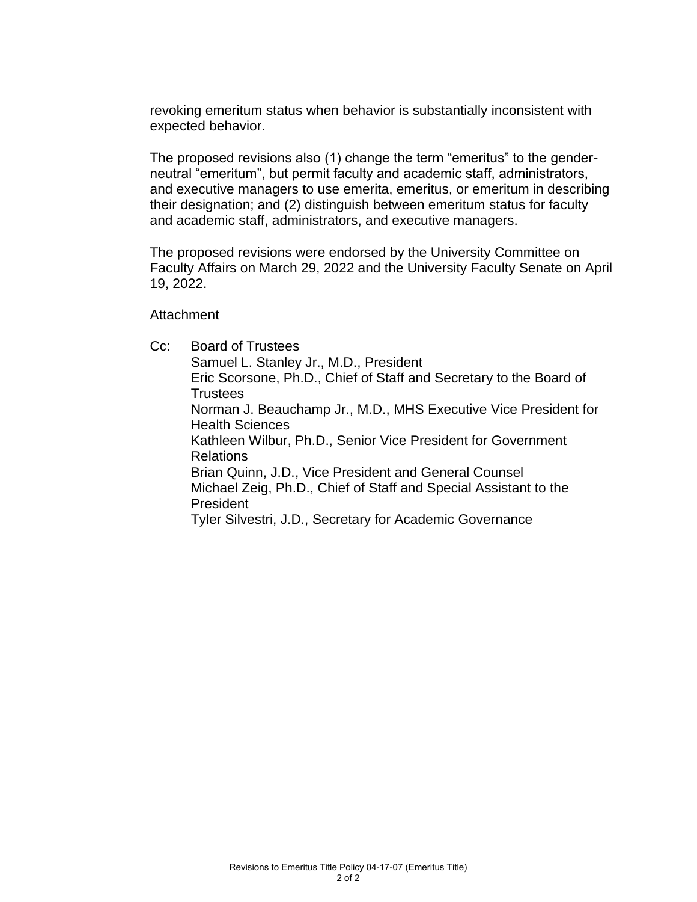revoking emeritum status when behavior is substantially inconsistent with expected behavior.

The proposed revisions also (1) change the term "emeritus" to the gender-neutral "emeritum", but permit faculty and academic staff, administrators, and executive managers to use emerita, emeritus, or emeritum in describing their designation; and (2) distinguish between emeritum status for faculty and academic staff, administrators, and executive managers.

The proposed revisions were endorsed by the University Committee on Faculty Affairs on March 29, 2022 and the University Faculty Senate on April 19, 2022.

Attachment

Cc: Board of Trustees
Samuel L. Stanley Jr., M.D., President
Eric Scorsone, Ph.D., Chief of Staff and Secretary to the Board of Trustees
Norman J. Beauchamp Jr., M.D., MHS Executive Vice President for Health Sciences
Kathleen Wilbur, Ph.D., Senior Vice President for Government Relations
Brian Quinn, J.D., Vice President and General Counsel
Michael Zeig, Ph.D., Chief of Staff and Special Assistant to the President
Tyler Silvestri, J.D., Secretary for Academic Governance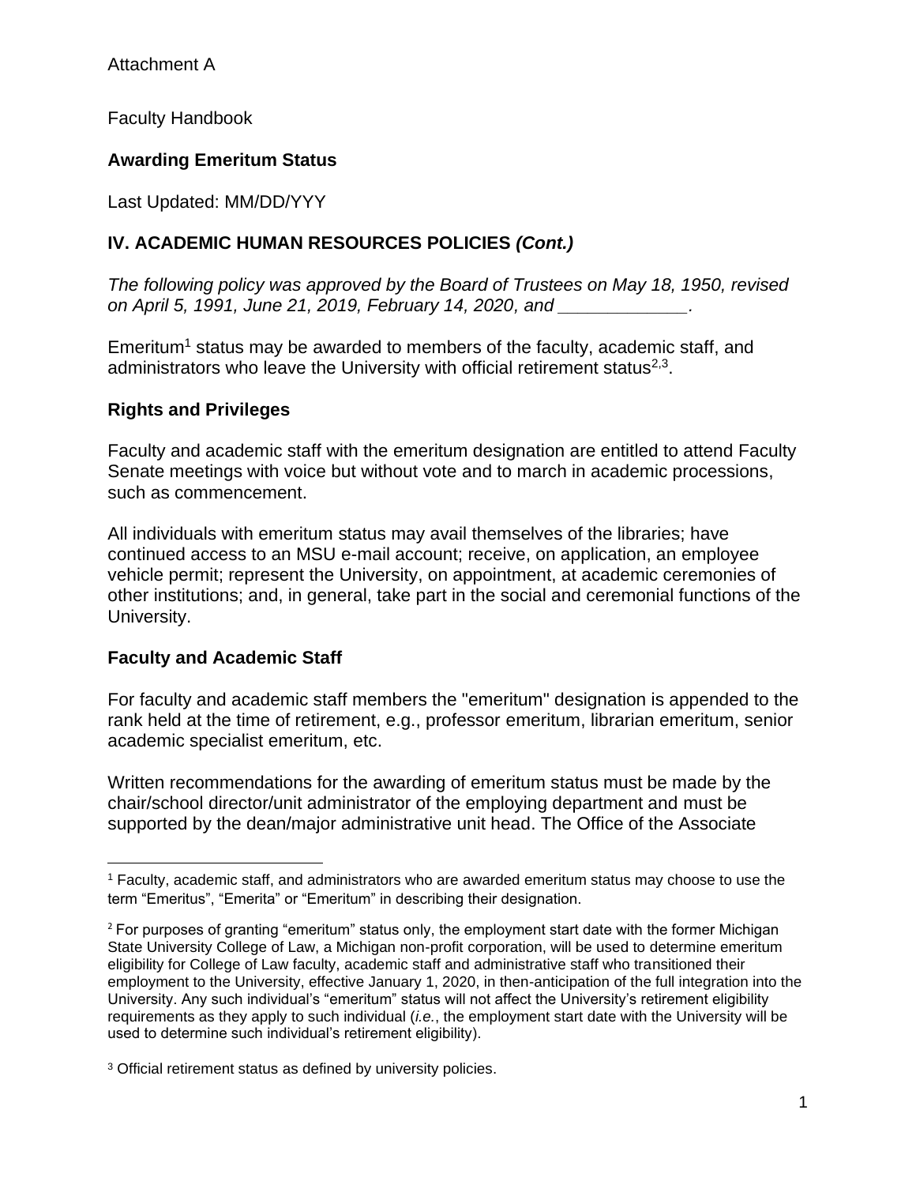Attachment A

Faculty Handbook

**Awarding Emeritum Status**

Last Updated: MM/DD/YYY

## IV. ACADEMIC HUMAN RESOURCES POLICIES *(Cont.)*

*The following policy was approved by the Board of Trustees on May 18, 1950, revised on April 5, 1991, June 21, 2019, February 14, 2020, and \_\_\_\_\_\_\_\_\_\_\_\_\_\_.*

Emeritum[1] status may be awarded to members of the faculty, academic staff, and administrators who leave the University with official retirement status[2,3].

### Rights and Privileges

Faculty and academic staff with the emeritum designation are entitled to attend Faculty Senate meetings with voice but without vote and to march in academic processions, such as commencement.

All individuals with emeritum status may avail themselves of the libraries; have continued access to an MSU e-mail account; receive, on application, an employee vehicle permit; represent the University, on appointment, at academic ceremonies of other institutions; and, in general, take part in the social and ceremonial functions of the University.

### Faculty and Academic Staff

For faculty and academic staff members the "emeritum" designation is appended to the rank held at the time of retirement, e.g., professor emeritum, librarian emeritum, senior academic specialist emeritum, etc.

Written recommendations for the awarding of emeritum status must be made by the chair/school director/unit administrator of the employing department and must be supported by the dean/major administrative unit head. The Office of the Associate

---

[1] Faculty, academic staff, and administrators who are awarded emeritum status may choose to use the term "Emeritus", "Emerita" or "Emeritum" in describing their designation.

[2] For purposes of granting "emeritum" status only, the employment start date with the former Michigan State University College of Law, a Michigan non-profit corporation, will be used to determine emeritum eligibility for College of Law faculty, academic staff and administrative staff who transitioned their employment to the University, effective January 1, 2020, in then-anticipation of the full integration into the University. Any such individual's "emeritum" status will not affect the University's retirement eligibility requirements as they apply to such individual (*i.e.*, the employment start date with the University will be used to determine such individual's retirement eligibility).

[3] Official retirement status as defined by university policies.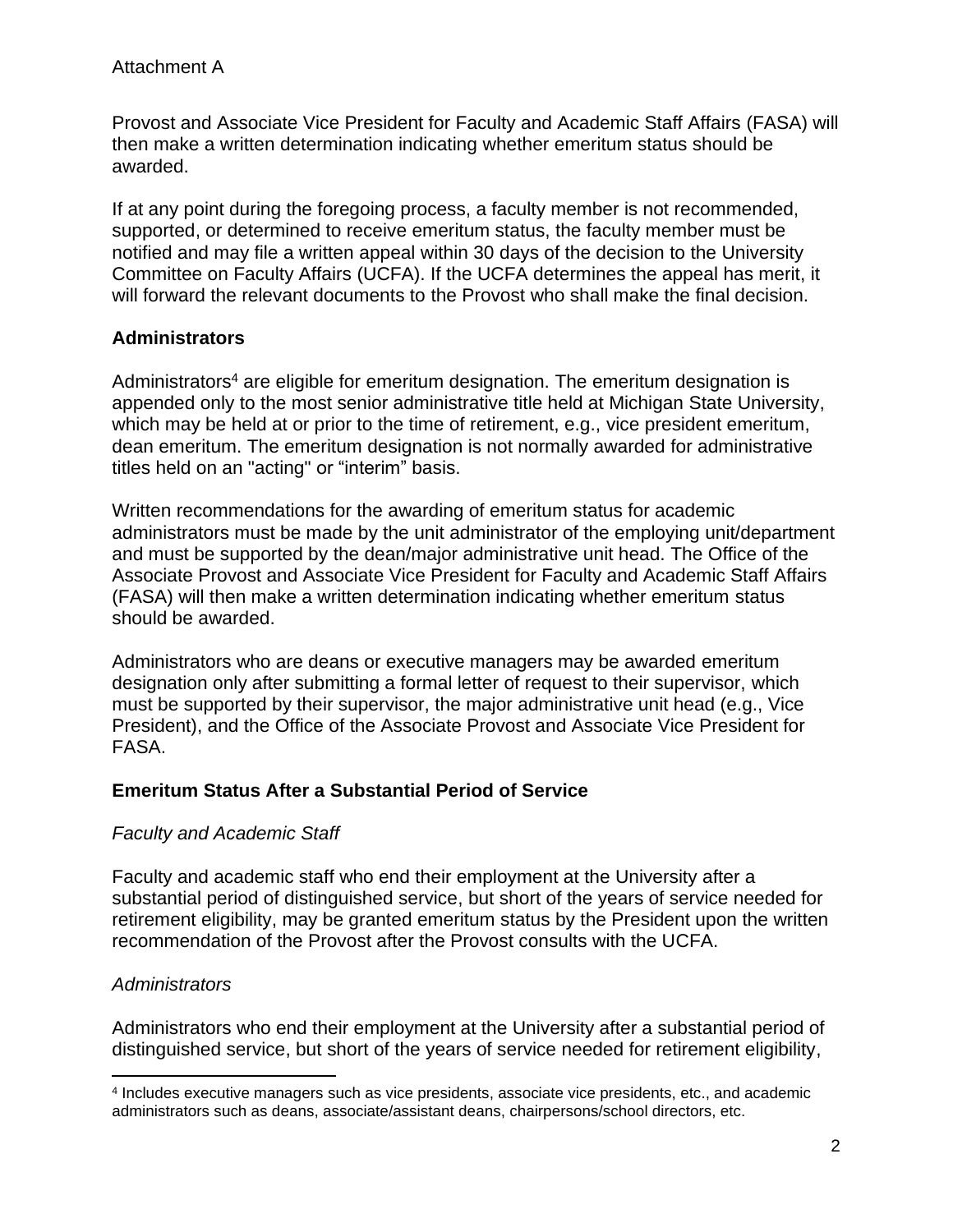Attachment A

Provost and Associate Vice President for Faculty and Academic Staff Affairs (FASA) will then make a written determination indicating whether emeritum status should be awarded.

If at any point during the foregoing process, a faculty member is not recommended, supported, or determined to receive emeritum status, the faculty member must be notified and may file a written appeal within 30 days of the decision to the University Committee on Faculty Affairs (UCFA). If the UCFA determines the appeal has merit, it will forward the relevant documents to the Provost who shall make the final decision.

## Administrators

Administrators[4] are eligible for emeritum designation. The emeritum designation is appended only to the most senior administrative title held at Michigan State University, which may be held at or prior to the time of retirement, e.g., vice president emeritum, dean emeritum. The emeritum designation is not normally awarded for administrative titles held on an "acting" or "interim" basis.

Written recommendations for the awarding of emeritum status for academic administrators must be made by the unit administrator of the employing unit/department and must be supported by the dean/major administrative unit head. The Office of the Associate Provost and Associate Vice President for Faculty and Academic Staff Affairs (FASA) will then make a written determination indicating whether emeritum status should be awarded.

Administrators who are deans or executive managers may be awarded emeritum designation only after submitting a formal letter of request to their supervisor, which must be supported by their supervisor, the major administrative unit head (e.g., Vice President), and the Office of the Associate Provost and Associate Vice President for FASA.

## Emeritum Status After a Substantial Period of Service

### *Faculty and Academic Staff*

Faculty and academic staff who end their employment at the University after a substantial period of distinguished service, but short of the years of service needed for retirement eligibility, may be granted emeritum status by the President upon the written recommendation of the Provost after the Provost consults with the UCFA.

### *Administrators*

Administrators who end their employment at the University after a substantial period of distinguished service, but short of the years of service needed for retirement eligibility,

---

[4] Includes executive managers such as vice presidents, associate vice presidents, etc., and academic administrators such as deans, associate/assistant deans, chairpersons/school directors, etc.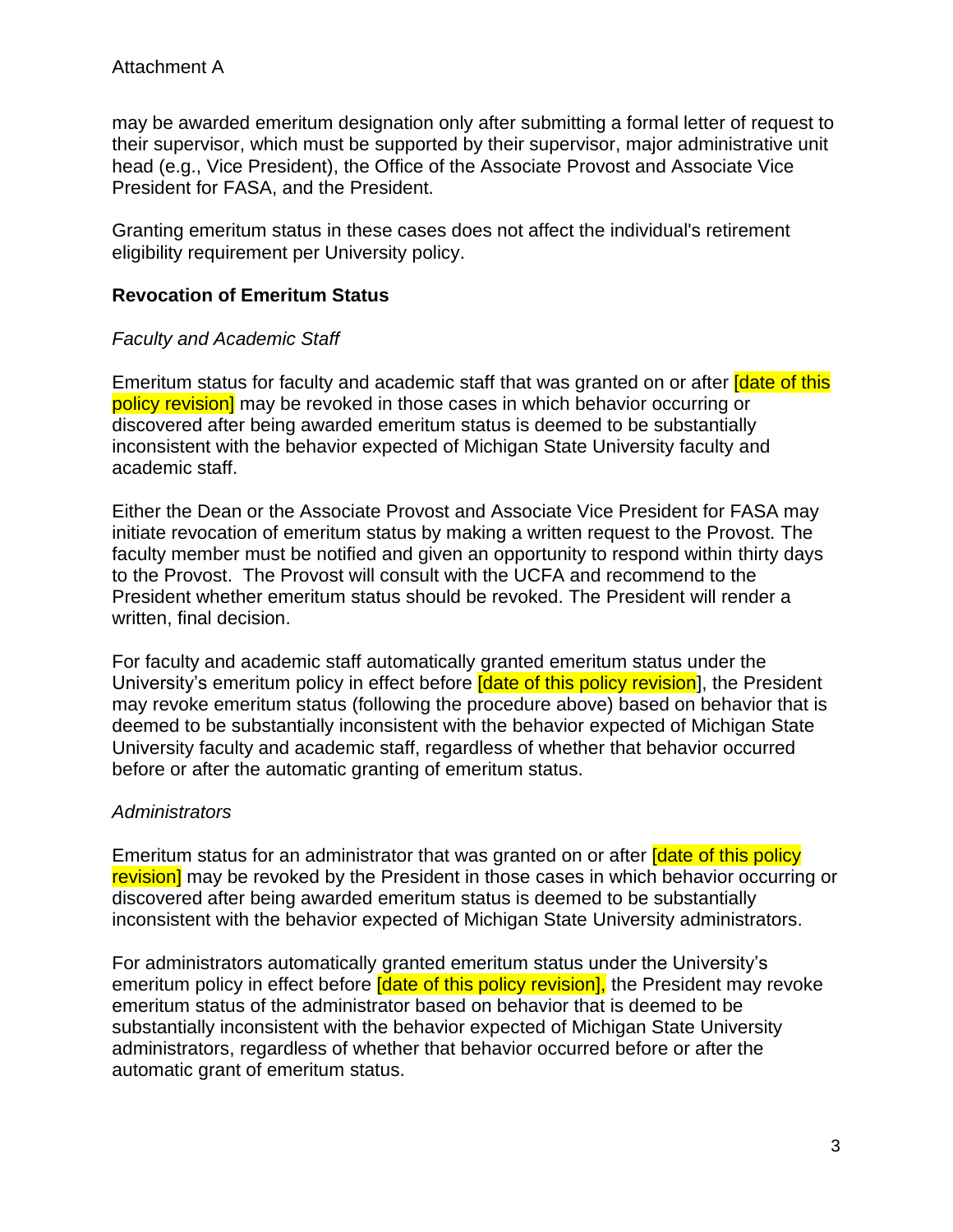may be awarded emeritum designation only after submitting a formal letter of request to their supervisor, which must be supported by their supervisor, major administrative unit head (e.g., Vice President), the Office of the Associate Provost and Associate Vice President for FASA, and the President.

Granting emeritum status in these cases does not affect the individual's retirement eligibility requirement per University policy.

## Revocation of Emeritum Status

*Faculty and Academic Staff*

Emeritum status for faculty and academic staff that was granted on or after [date of this policy revision] may be revoked in those cases in which behavior occurring or discovered after being awarded emeritum status is deemed to be substantially inconsistent with the behavior expected of Michigan State University faculty and academic staff.

Either the Dean or the Associate Provost and Associate Vice President for FASA may initiate revocation of emeritum status by making a written request to the Provost. The faculty member must be notified and given an opportunity to respond within thirty days to the Provost. The Provost will consult with the UCFA and recommend to the President whether emeritum status should be revoked. The President will render a written, final decision.

For faculty and academic staff automatically granted emeritum status under the University's emeritum policy in effect before [date of this policy revision], the President may revoke emeritum status (following the procedure above) based on behavior that is deemed to be substantially inconsistent with the behavior expected of Michigan State University faculty and academic staff, regardless of whether that behavior occurred before or after the automatic granting of emeritum status.

*Administrators*

Emeritum status for an administrator that was granted on or after [date of this policy revision] may be revoked by the President in those cases in which behavior occurring or discovered after being awarded emeritum status is deemed to be substantially inconsistent with the behavior expected of Michigan State University administrators.

For administrators automatically granted emeritum status under the University's emeritum policy in effect before [date of this policy revision], the President may revoke emeritum status of the administrator based on behavior that is deemed to be substantially inconsistent with the behavior expected of Michigan State University administrators, regardless of whether that behavior occurred before or after the automatic grant of emeritum status.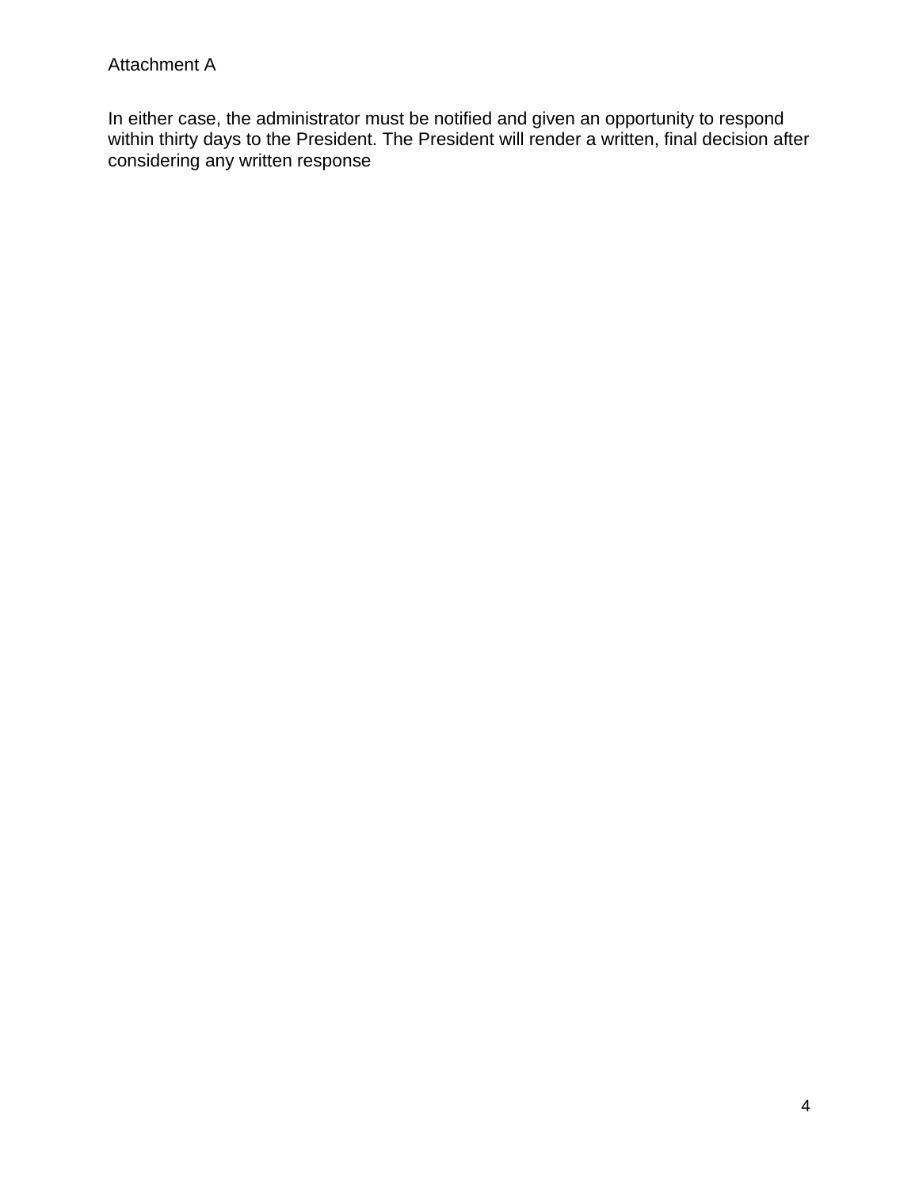Attachment A

In either case, the administrator must be notified and given an opportunity to respond within thirty days to the President. The President will render a written, final decision after considering any written response